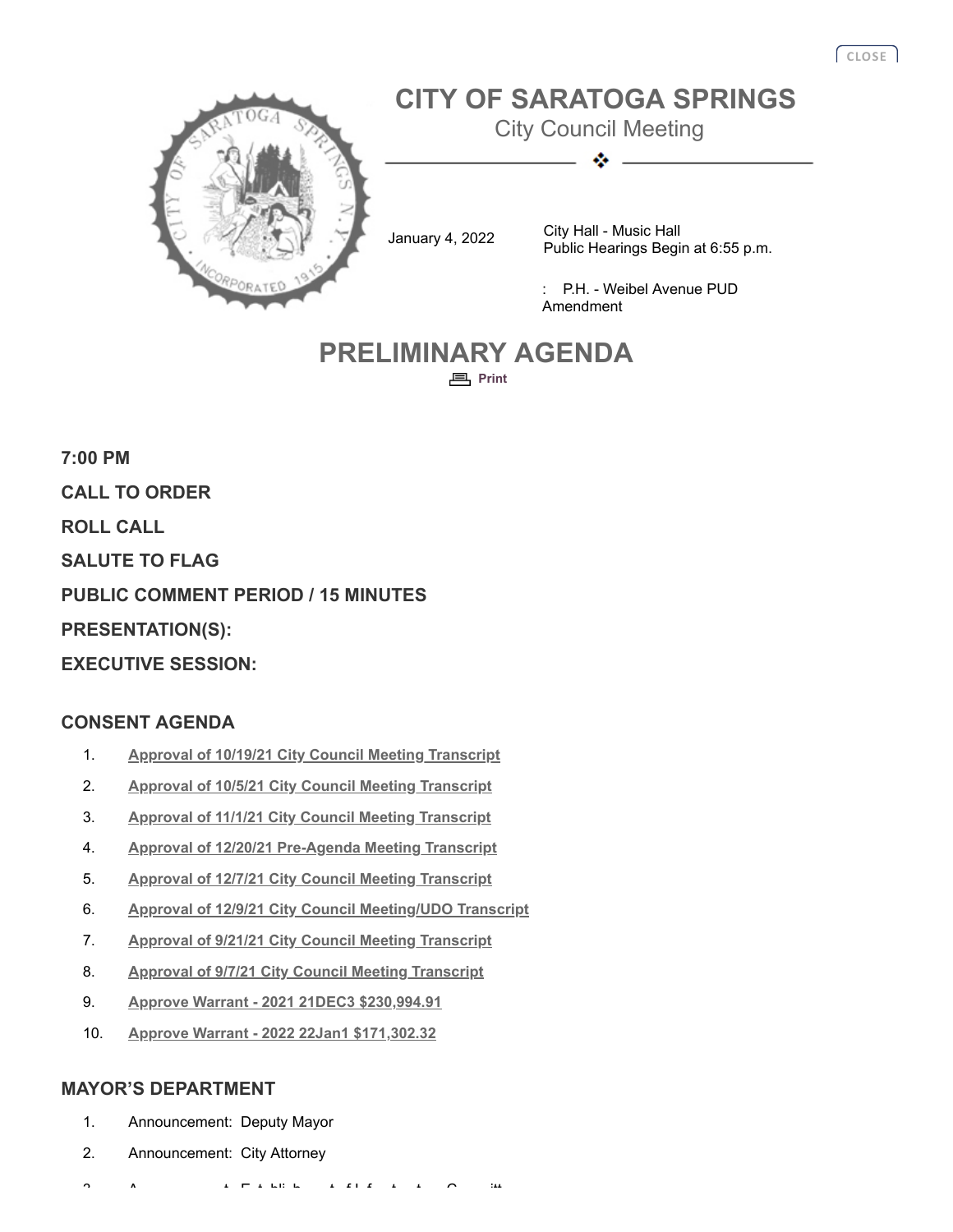# CITY OF SARATOGA SPRINGS

City Council Meeting

January 4, 2022

City Hall - Music Hall
Public Hearings Begin at 6:55 p.m.

: P.H. - Weibel Avenue PUD Amendment

# PRELIMINARY AGENDA

Print

**7:00 PM**

**CALL TO ORDER**

**ROLL CALL**

**SALUTE TO FLAG**

**PUBLIC COMMENT PERIOD / 15 MINUTES**

**PRESENTATION(S):**

**EXECUTIVE SESSION:**

## CONSENT AGENDA

1. Approval of 10/19/21 City Council Meeting Transcript
2. Approval of 10/5/21 City Council Meeting Transcript
3. Approval of 11/1/21 City Council Meeting Transcript
4. Approval of 12/20/21 Pre-Agenda Meeting Transcript
5. Approval of 12/7/21 City Council Meeting Transcript
6. Approval of 12/9/21 City Council Meeting/UDO Transcript
7. Approval of 9/21/21 City Council Meeting Transcript
8. Approval of 9/7/21 City Council Meeting Transcript
9. Approve Warrant - 2021 21DEC3 $230,994.91
10. Approve Warrant - 2022 22Jan1 $171,302.32

## MAYOR'S DEPARTMENT

1. Announcement: Deputy Mayor
2. Announcement: City Attorney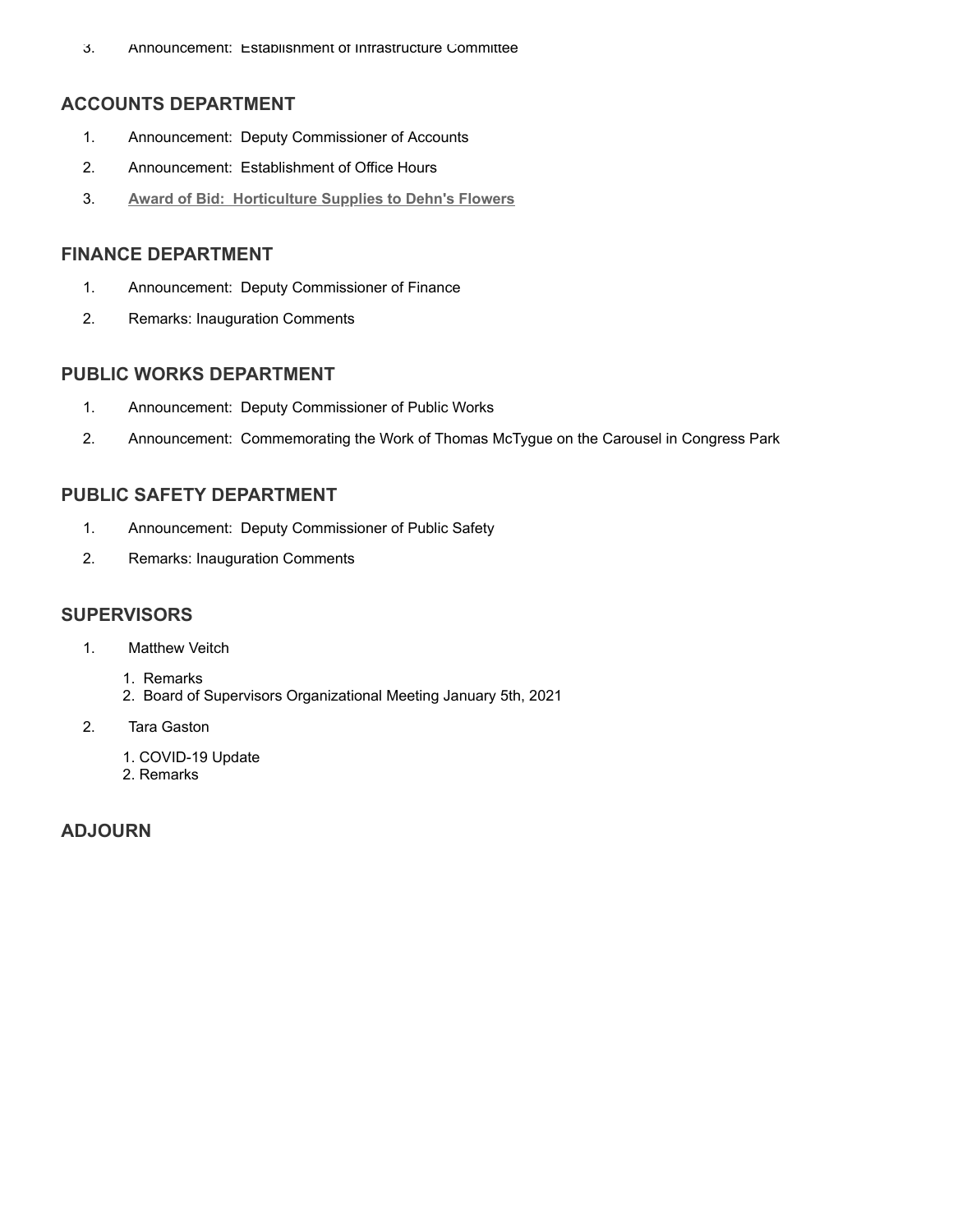3. Announcement: Establishment of Infrastructure Committee

## ACCOUNTS DEPARTMENT

1. Announcement: Deputy Commissioner of Accounts
2. Announcement: Establishment of Office Hours
3. **Award of Bid: Horticulture Supplies to Dehn's Flowers**

## FINANCE DEPARTMENT

1. Announcement: Deputy Commissioner of Finance
2. Remarks: Inauguration Comments

## PUBLIC WORKS DEPARTMENT

1. Announcement: Deputy Commissioner of Public Works
2. Announcement: Commemorating the Work of Thomas McTygue on the Carousel in Congress Park

## PUBLIC SAFETY DEPARTMENT

1. Announcement: Deputy Commissioner of Public Safety
2. Remarks: Inauguration Comments

## SUPERVISORS

1. Matthew Veitch
    1. Remarks
    2. Board of Supervisors Organizational Meeting January 5th, 2021
2. Tara Gaston
    1. COVID-19 Update
    2. Remarks

## ADJOURN